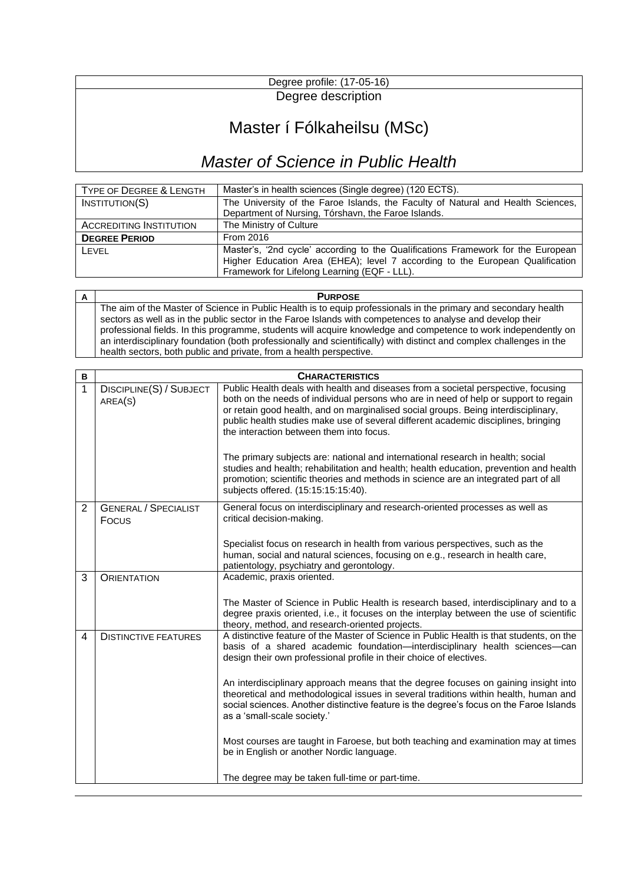Degree profile: (17-05-16)

Degree description

# Master í Fólkaheilsu (MSc)

# *Master of Science in Public Health*

| | |
|---|---|
| TYPE OF DEGREE & LENGTH | Master's in health sciences (Single degree) (120 ECTS). |
| INSTITUTION(S) | The University of the Faroe Islands, the Faculty of Natural and Health Sciences, Department of Nursing, Tórshavn, the Faroe Islands. |
| ACCREDITING INSTITUTION | The Ministry of Culture |
| **DEGREE PERIOD** | From 2016 |
| LEVEL | Master's, '2nd cycle' according to the Qualifications Framework for the European Higher Education Area (EHEA); level 7 according to the European Qualification Framework for Lifelong Learning (EQF - LLL). |

| A | **PURPOSE** |
|---|---|
| | The aim of the Master of Science in Public Health is to equip professionals in the primary and secondary health sectors as well as in the public sector in the Faroe Islands with competences to analyse and develop their professional fields. In this programme, students will acquire knowledge and competence to work independently on an interdisciplinary foundation (both professionally and scientifically) with distinct and complex challenges in the health sectors, both public and private, from a health perspective. |

| B | **CHARACTERISTICS** | |
|---|---|---|
| 1 | DISCIPLINE(S) / SUBJECT AREA(S) | Public Health deals with health and diseases from a societal perspective, focusing both on the needs of individual persons who are in need of help or support to regain or retain good health, and on marginalised social groups. Being interdisciplinary, public health studies make use of several different academic disciplines, bringing the interaction between them into focus.<br><br>The primary subjects are: national and international research in health; social studies and health; rehabilitation and health; health education, prevention and health promotion; scientific theories and methods in science are an integrated part of all subjects offered. (15:15:15:15:40). |
| 2 | GENERAL / SPECIALIST FOCUS | General focus on interdisciplinary and research-oriented processes as well as critical decision-making.<br><br>Specialist focus on research in health from various perspectives, such as the human, social and natural sciences, focusing on e.g., research in health care, patientology, psychiatry and gerontology. |
| 3 | ORIENTATION | Academic, praxis oriented.<br><br>The Master of Science in Public Health is research based, interdisciplinary and to a degree praxis oriented, i.e., it focuses on the interplay between the use of scientific theory, method, and research-oriented projects. |
| 4 | DISTINCTIVE FEATURES | A distinctive feature of the Master of Science in Public Health is that students, on the basis of a shared academic foundation—interdisciplinary health sciences—can design their own professional profile in their choice of electives.<br><br>An interdisciplinary approach means that the degree focuses on gaining insight into theoretical and methodological issues in several traditions within health, human and social sciences. Another distinctive feature is the degree's focus on the Faroe Islands as a 'small-scale society.'<br><br>Most courses are taught in Faroese, but both teaching and examination may at times be in English or another Nordic language.<br><br>The degree may be taken full-time or part-time. |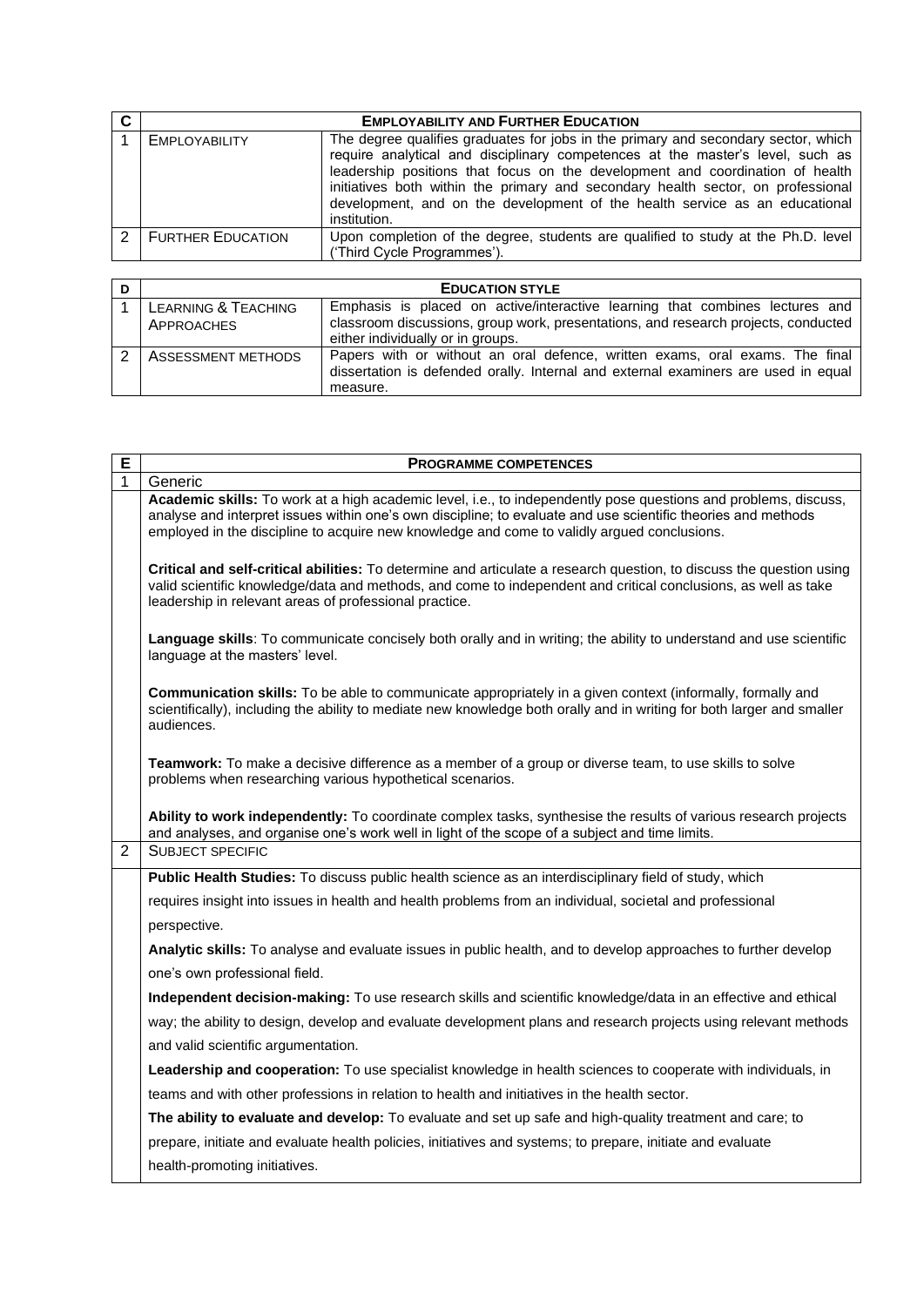| C | EMPLOYABILITY AND FURTHER EDUCATION | |
|---|---|---|
| 1 | EMPLOYABILITY | The degree qualifies graduates for jobs in the primary and secondary sector, which require analytical and disciplinary competences at the master's level, such as leadership positions that focus on the development and coordination of health initiatives both within the primary and secondary health sector, on professional development, and on the development of the health service as an educational institution. |
| 2 | FURTHER EDUCATION | Upon completion of the degree, students are qualified to study at the Ph.D. level ('Third Cycle Programmes'). |

| D | EDUCATION STYLE | |
|---|---|---|
| 1 | LEARNING & TEACHING APPROACHES | Emphasis is placed on active/interactive learning that combines lectures and classroom discussions, group work, presentations, and research projects, conducted either individually or in groups. |
| 2 | ASSESSMENT METHODS | Papers with or without an oral defence, written exams, oral exams. The final dissertation is defended orally. Internal and external examiners are used in equal measure. |

| E | PROGRAMME COMPETENCES |
|---|---|
| 1 | Generic |
| | **Academic skills:** To work at a high academic level, i.e., to independently pose questions and problems, discuss, analyse and interpret issues within one's own discipline; to evaluate and use scientific theories and methods employed in the discipline to acquire new knowledge and come to validly argued conclusions.<br><br>**Critical and self-critical abilities:** To determine and articulate a research question, to discuss the question using valid scientific knowledge/data and methods, and come to independent and critical conclusions, as well as take leadership in relevant areas of professional practice.<br><br>**Language skills**: To communicate concisely both orally and in writing; the ability to understand and use scientific language at the masters' level.<br><br>**Communication skills:** To be able to communicate appropriately in a given context (informally, formally and scientifically), including the ability to mediate new knowledge both orally and in writing for both larger and smaller audiences.<br><br>**Teamwork:** To make a decisive difference as a member of a group or diverse team, to use skills to solve problems when researching various hypothetical scenarios.<br><br>**Ability to work independently:** To coordinate complex tasks, synthesise the results of various research projects and analyses, and organise one's work well in light of the scope of a subject and time limits. |
| 2 | SUBJECT SPECIFIC |
| | **Public Health Studies:** To discuss public health science as an interdisciplinary field of study, which requires insight into issues in health and health problems from an individual, societal and professional perspective.<br><br>**Analytic skills:** To analyse and evaluate issues in public health, and to develop approaches to further develop one's own professional field.<br><br>**Independent decision-making:** To use research skills and scientific knowledge/data in an effective and ethical way; the ability to design, develop and evaluate development plans and research projects using relevant methods and valid scientific argumentation.<br><br>**Leadership and cooperation:** To use specialist knowledge in health sciences to cooperate with individuals, in teams and with other professions in relation to health and initiatives in the health sector.<br><br>**The ability to evaluate and develop:** To evaluate and set up safe and high-quality treatment and care; to prepare, initiate and evaluate health policies, initiatives and systems; to prepare, initiate and evaluate health-promoting initiatives. |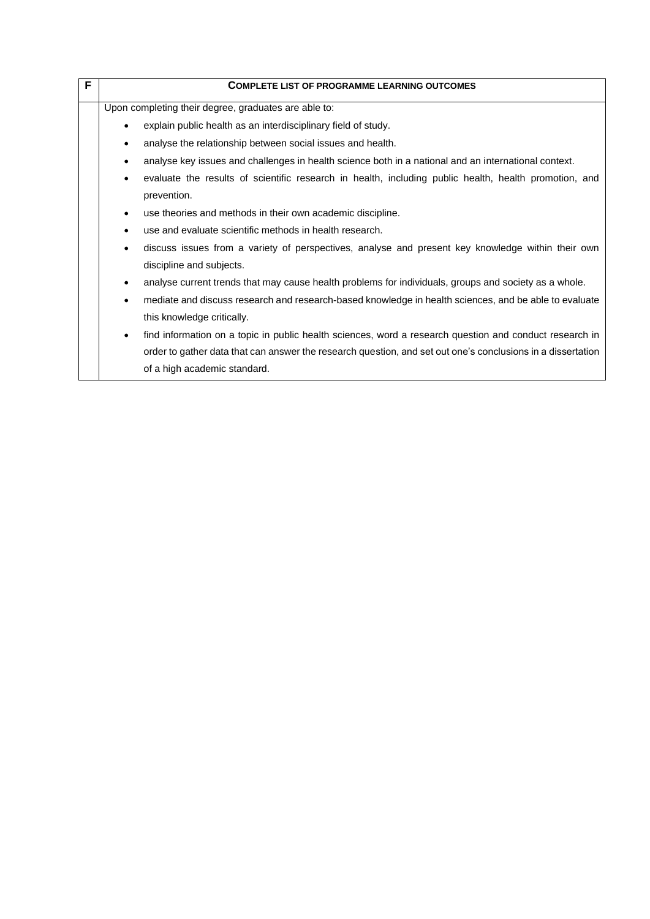| F | COMPLETE LIST OF PROGRAMME LEARNING OUTCOMES |
|---|---|
| | Upon completing their degree, graduates are able to:<br>• explain public health as an interdisciplinary field of study.<br>• analyse the relationship between social issues and health.<br>• analyse key issues and challenges in health science both in a national and an international context.<br>• evaluate the results of scientific research in health, including public health, health promotion, and prevention.<br>• use theories and methods in their own academic discipline.<br>• use and evaluate scientific methods in health research.<br>• discuss issues from a variety of perspectives, analyse and present key knowledge within their own discipline and subjects.<br>• analyse current trends that may cause health problems for individuals, groups and society as a whole.<br>• mediate and discuss research and research-based knowledge in health sciences, and be able to evaluate this knowledge critically.<br>• find information on a topic in public health sciences, word a research question and conduct research in order to gather data that can answer the research question, and set out one's conclusions in a dissertation of a high academic standard. |